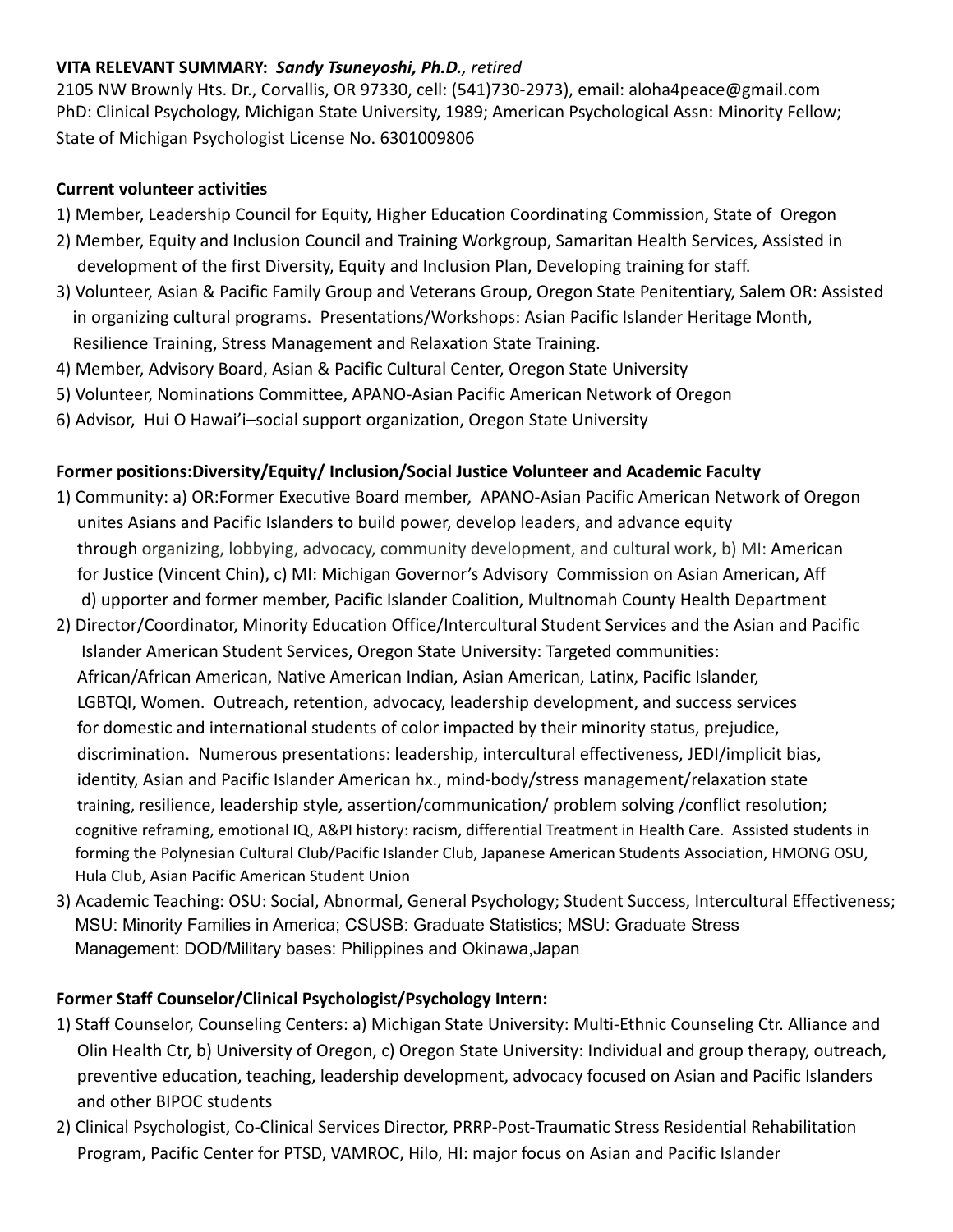**VITA RELEVANT SUMMARY:** ***Sandy Tsuneyoshi, Ph.D.**, retired*

2105 NW Brownly Hts. Dr., Corvallis, OR 97330, cell: (541)730-2973), email: aloha4peace@gmail.com
PhD: Clinical Psychology, Michigan State University, 1989; American Psychological Assn: Minority Fellow;
State of Michigan Psychologist License No. 6301009806

**Current volunteer activities**

1) Member, Leadership Council for Equity, Higher Education Coordinating Commission, State of Oregon
2) Member, Equity and Inclusion Council and Training Workgroup, Samaritan Health Services, Assisted in development of the first Diversity, Equity and Inclusion Plan, Developing training for staff.
3) Volunteer, Asian & Pacific Family Group and Veterans Group, Oregon State Penitentiary, Salem OR: Assisted in organizing cultural programs. Presentations/Workshops: Asian Pacific Islander Heritage Month, Resilience Training, Stress Management and Relaxation State Training.
4) Member, Advisory Board, Asian & Pacific Cultural Center, Oregon State University
5) Volunteer, Nominations Committee, APANO-Asian Pacific American Network of Oregon
6) Advisor, Hui O Hawai'i–social support organization, Oregon State University

**Former positions:Diversity/Equity/ Inclusion/Social Justice Volunteer and Academic Faculty**

1) Community: a) OR:Former Executive Board member, APANO-Asian Pacific American Network of Oregon unites Asians and Pacific Islanders to build power, develop leaders, and advance equity through organizing, lobbying, advocacy, community development, and cultural work, b) MI: American for Justice (Vincent Chin), c) MI: Michigan Governor's Advisory Commission on Asian American, Aff d) upporter and former member, Pacific Islander Coalition, Multnomah County Health Department
2) Director/Coordinator, Minority Education Office/Intercultural Student Services and the Asian and Pacific Islander American Student Services, Oregon State University: Targeted communities: African/African American, Native American Indian, Asian American, Latinx, Pacific Islander, LGBTQI, Women. Outreach, retention, advocacy, leadership development, and success services for domestic and international students of color impacted by their minority status, prejudice, discrimination. Numerous presentations: leadership, intercultural effectiveness, JEDI/implicit bias, identity, Asian and Pacific Islander American hx., mind-body/stress management/relaxation state training, resilience, leadership style, assertion/communication/ problem solving /conflict resolution; cognitive reframing, emotional IQ, A&PI history: racism, differential Treatment in Health Care. Assisted students in forming the Polynesian Cultural Club/Pacific Islander Club, Japanese American Students Association, HMONG OSU, Hula Club, Asian Pacific American Student Union
3) Academic Teaching: OSU: Social, Abnormal, General Psychology; Student Success, Intercultural Effectiveness; MSU: Minority Families in America; CSUSB: Graduate Statistics; MSU: Graduate Stress Management: DOD/Military bases: Philippines and Okinawa,Japan

**Former Staff Counselor/Clinical Psychologist/Psychology Intern:**

1) Staff Counselor, Counseling Centers: a) Michigan State University: Multi-Ethnic Counseling Ctr. Alliance and Olin Health Ctr, b) University of Oregon, c) Oregon State University: Individual and group therapy, outreach, preventive education, teaching, leadership development, advocacy focused on Asian and Pacific Islanders and other BIPOC students
2) Clinical Psychologist, Co-Clinical Services Director, PRRP-Post-Traumatic Stress Residential Rehabilitation Program, Pacific Center for PTSD, VAMROC, Hilo, HI: major focus on Asian and Pacific Islander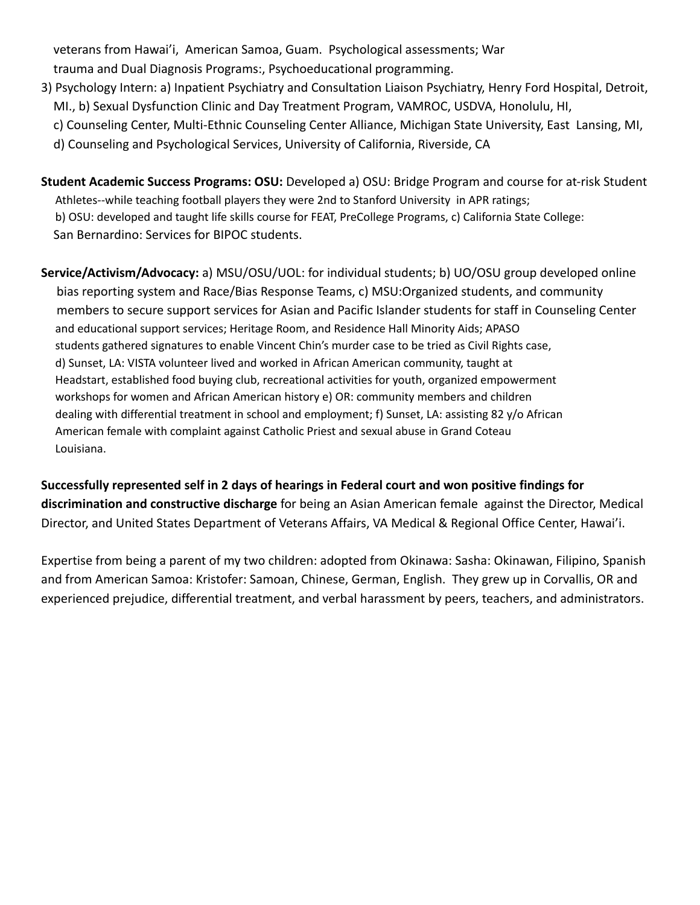veterans from Hawai'i, American Samoa, Guam. Psychological assessments; War trauma and Dual Diagnosis Programs:, Psychoeducational programming.

3) Psychology Intern: a) Inpatient Psychiatry and Consultation Liaison Psychiatry, Henry Ford Hospital, Detroit, MI., b) Sexual Dysfunction Clinic and Day Treatment Program, VAMROC, USDVA, Honolulu, HI, c) Counseling Center, Multi-Ethnic Counseling Center Alliance, Michigan State University, East Lansing, MI, d) Counseling and Psychological Services, University of California, Riverside, CA

**Student Academic Success Programs: OSU:** Developed a) OSU: Bridge Program and course for at-risk Student Athletes--while teaching football players they were 2nd to Stanford University in APR ratings; b) OSU: developed and taught life skills course for FEAT, PreCollege Programs, c) California State College: San Bernardino: Services for BIPOC students.

**Service/Activism/Advocacy:** a) MSU/OSU/UOL: for individual students; b) UO/OSU group developed online bias reporting system and Race/Bias Response Teams, c) MSU:Organized students, and community members to secure support services for Asian and Pacific Islander students for staff in Counseling Center and educational support services; Heritage Room, and Residence Hall Minority Aids; APASO students gathered signatures to enable Vincent Chin's murder case to be tried as Civil Rights case, d) Sunset, LA: VISTA volunteer lived and worked in African American community, taught at Headstart, established food buying club, recreational activities for youth, organized empowerment workshops for women and African American history e) OR: community members and children dealing with differential treatment in school and employment; f) Sunset, LA: assisting 82 y/o African American female with complaint against Catholic Priest and sexual abuse in Grand Coteau Louisiana.

**Successfully represented self in 2 days of hearings in Federal court and won positive findings for discrimination and constructive discharge** for being an Asian American female against the Director, Medical Director, and United States Department of Veterans Affairs, VA Medical & Regional Office Center, Hawai'i.

Expertise from being a parent of my two children: adopted from Okinawa: Sasha: Okinawan, Filipino, Spanish and from American Samoa: Kristofer: Samoan, Chinese, German, English. They grew up in Corvallis, OR and experienced prejudice, differential treatment, and verbal harassment by peers, teachers, and administrators.